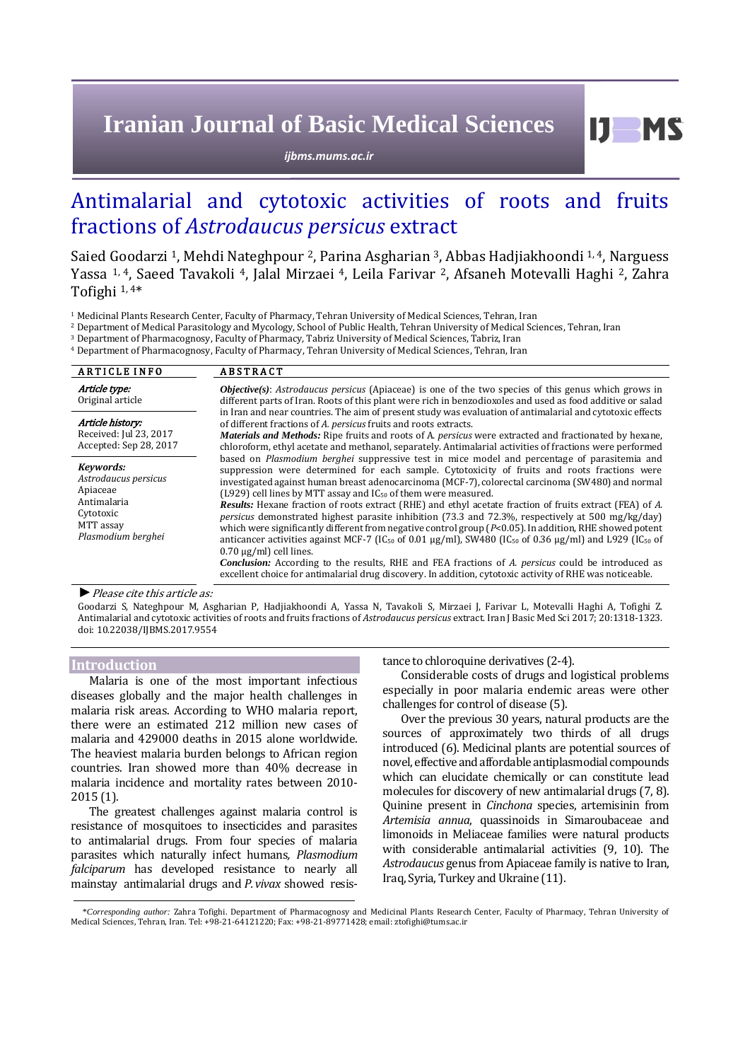# Antimalarial and cytotoxic activities of roots and fruits fractions of *Astrodaucus persicus* extract

Saied Goodarzi [1], Mehdi Nateghpour [2], Parina Asgharian [3], Abbas Hadjiakhoondi [1, 4], Narguess Yassa [1, 4], Saeed Tavakoli [4], Jalal Mirzaei [4], Leila Farivar [2], Afsaneh Motevalli Haghi [2], Zahra Tofighi [1, 4]*

[1] Medicinal Plants Research Center, Faculty of Pharmacy, Tehran University of Medical Sciences, Tehran, Iran
[2] Department of Medical Parasitology and Mycology, School of Public Health, Tehran University of Medical Sciences, Tehran, Iran
[3] Department of Pharmacognosy, Faculty of Pharmacy, Tabriz University of Medical Sciences, Tabriz, Iran
[4] Department of Pharmacognosy, Faculty of Pharmacy, Tehran University of Medical Sciences, Tehran, Iran

## ARTICLE INFO

***Article type:***
Original article

***Article history:***
Received: Jul 23, 2017
Accepted: Sep 28, 2017

***Keywords:***
*Astrodaucus persicus*
Apiaceae
Antimalaria
Cytotoxic
MTT assay
*Plasmodium berghei*

## ABSTRACT

***Objective(s)***: *Astrodaucus persicus* (Apiaceae) is one of the two species of this genus which grows in different parts of Iran. Roots of this plant were rich in benzodioxoles and used as food additive or salad in Iran and near countries. The aim of present study was evaluation of antimalarial and cytotoxic effects of different fractions of *A. persicus* fruits and roots extracts.

***Materials and Methods:*** Ripe fruits and roots of A. *persicus* were extracted and fractionated by hexane, chloroform, ethyl acetate and methanol, separately. Antimalarial activities of fractions were performed based on *Plasmodium berghei* suppressive test in mice model and percentage of parasitemia and suppression were determined for each sample. Cytotoxicity of fruits and roots fractions were investigated against human breast adenocarcinoma (MCF-7), colorectal carcinoma (SW480) and normal (L929) cell lines by MTT assay and $IC_{50}$ of them were measured.

***Results:*** Hexane fraction of roots extract (RHE) and ethyl acetate fraction of fruits extract (FEA) of *A. persicus* demonstrated highest parasite inhibition (73.3 and 72.3%, respectively at 500 mg/kg/day) which were significantly different from negative control group ($P<0.05$). In addition, RHE showed potent anticancer activities against MCF-7 ($IC_{50}$ of 0.01 µg/ml), SW480 ($IC_{50}$ of 0.36 µg/ml) and L929 ($IC_{50}$ of 0.70 µg/ml) cell lines.

***Conclusion:*** According to the results, RHE and FEA fractions of *A. persicus* could be introduced as excellent choice for antimalarial drug discovery. In addition, cytotoxic activity of RHE was noticeable.

► *Please cite this article as:*

Goodarzi S, Nateghpour M, Asgharian P, Hadjiakhoondi A, Yassa N, Tavakoli S, Mirzaei J, Farivar L, Motevalli Haghi A, Tofighi Z. Antimalarial and cytotoxic activities of roots and fruits fractions of *Astrodaucus persicus* extract. Iran J Basic Med Sci 2017; 20:1318-1323. doi: 10.22038/IJBMS.2017.9554

## Introduction

Malaria is one of the most important infectious diseases globally and the major health challenges in malaria risk areas. According to WHO malaria report, there were an estimated 212 million new cases of malaria and 429000 deaths in 2015 alone worldwide. The heaviest malaria burden belongs to African region countries. Iran showed more than 40% decrease in malaria incidence and mortality rates between 2010-2015 (1).

The greatest challenges against malaria control is resistance of mosquitoes to insecticides and parasites to antimalarial drugs. From four species of malaria parasites which naturally infect humans, *Plasmodium falciparum* has developed resistance to nearly all mainstay antimalarial drugs and *P. vivax* showed resistance to chloroquine derivatives (2-4).

Considerable costs of drugs and logistical problems especially in poor malaria endemic areas were other challenges for control of disease (5).

Over the previous 30 years, natural products are the sources of approximately two thirds of all drugs introduced (6). Medicinal plants are potential sources of novel, effective and affordable antiplasmodial compounds which can elucidate chemically or can constitute lead molecules for discovery of new antimalarial drugs (7, 8). Quinine present in *Cinchona* species, artemisinin from *Artemisia annua*, quassinoids in Simaroubaceae and limonoids in Meliaceae families were natural products with considerable antimalarial activities (9, 10). The *Astrodaucus* genus from Apiaceae family is native to Iran, Iraq, Syria, Turkey and Ukraine (11).

*\*Corresponding author:* Zahra Tofighi. Department of Pharmacognosy and Medicinal Plants Research Center, Faculty of Pharmacy, Tehran University of Medical Sciences, Tehran, Iran. Tel: +98-21-64121220; Fax: +98-21-89771428; email: ztofighi@tums.ac.ir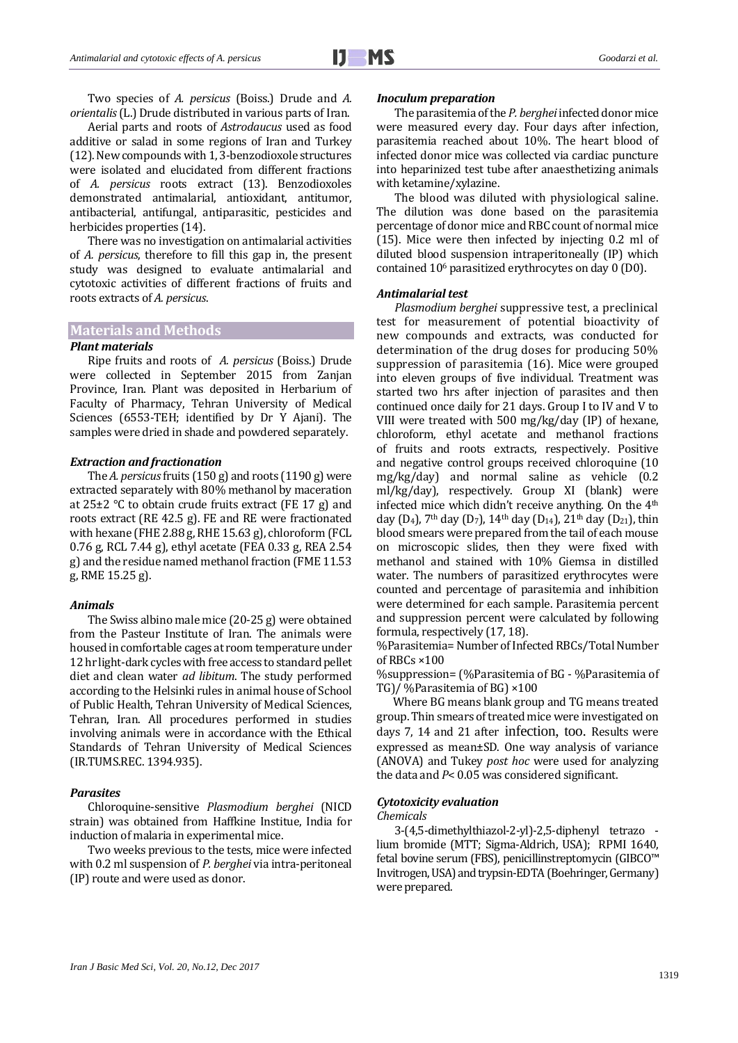Two species of *A. persicus* (Boiss.) Drude and *A. orientalis* (L.) Drude distributed in various parts of Iran.

Aerial parts and roots of *Astrodaucus* used as food additive or salad in some regions of Iran and Turkey (12). New compounds with 1, 3-benzodioxole structures were isolated and elucidated from different fractions of *A. persicus* roots extract (13). Benzodioxoles demonstrated antimalarial, antioxidant, antitumor, antibacterial, antifungal, antiparasitic, pesticides and herbicides properties (14).

There was no investigation on antimalarial activities of *A. persicus*, therefore to fill this gap in, the present study was designed to evaluate antimalarial and cytotoxic activities of different fractions of fruits and roots extracts of *A. persicus*.

## Materials and Methods

### *Plant materials*

Ripe fruits and roots of *A. persicus* (Boiss.) Drude were collected in September 2015 from Zanjan Province, Iran. Plant was deposited in Herbarium of Faculty of Pharmacy, Tehran University of Medical Sciences (6553-TEH; identified by Dr Y Ajani). The samples were dried in shade and powdered separately.

### *Extraction and fractionation*

The *A. persicus* fruits (150 g) and roots (1190 g) were extracted separately with 80% methanol by maceration at 25±2 °C to obtain crude fruits extract (FE 17 g) and roots extract (RE 42.5 g). FE and RE were fractionated with hexane (FHE 2.88 g, RHE 15.63 g), chloroform (FCL 0.76 g, RCL 7.44 g), ethyl acetate (FEA 0.33 g, REA 2.54 g) and the residue named methanol fraction (FME 11.53 g, RME 15.25 g).

### *Animals*

The Swiss albino male mice (20-25 g) were obtained from the Pasteur Institute of Iran. The animals were housed in comfortable cages at room temperature under 12 hr light-dark cycles with free access to standard pellet diet and clean water *ad libitum*. The study performed according to the Helsinki rules in animal house of School of Public Health, Tehran University of Medical Sciences, Tehran, Iran. All procedures performed in studies involving animals were in accordance with the Ethical Standards of Tehran University of Medical Sciences (IR.TUMS.REC. 1394.935).

### *Parasites*

Chloroquine-sensitive *Plasmodium berghei* (NICD strain) was obtained from Haffkine Institue, India for induction of malaria in experimental mice.

Two weeks previous to the tests, mice were infected with 0.2 ml suspension of *P. berghei* via intra-peritoneal (IP) route and were used as donor.

### *Inoculum preparation*

The parasitemia of the *P. berghei* infected donor mice were measured every day. Four days after infection, parasitemia reached about 10%. The heart blood of infected donor mice was collected via cardiac puncture into heparinized test tube after anaesthetizing animals with ketamine/xylazine.

The blood was diluted with physiological saline. The dilution was done based on the parasitemia percentage of donor mice and RBC count of normal mice (15). Mice were then infected by injecting 0.2 ml of diluted blood suspension intraperitoneally (IP) which contained $10^6$ parasitized erythrocytes on day 0 (D0).

### *Antimalarial test*

*Plasmodium berghei* suppressive test, a preclinical test for measurement of potential bioactivity of new compounds and extracts, was conducted for determination of the drug doses for producing 50% suppression of parasitemia (16). Mice were grouped into eleven groups of five individual. Treatment was started two hrs after injection of parasites and then continued once daily for 21 days. Group I to IV and V to VIII were treated with 500 mg/kg/day (IP) of hexane, chloroform, ethyl acetate and methanol fractions of fruits and roots extracts, respectively. Positive and negative control groups received chloroquine (10 mg/kg/day) and normal saline as vehicle (0.2 ml/kg/day), respectively. Group XI (blank) were infected mice which didn't receive anything. On the 4th day ($D_4$), 7th day ($D_7$), 14th day ($D_{14}$), 21th day ($D_{21}$), thin blood smears were prepared from the tail of each mouse on microscopic slides, then they were fixed with methanol and stained with 10% Giemsa in distilled water. The numbers of parasitized erythrocytes were counted and percentage of parasitemia and inhibition were determined for each sample. Parasitemia percent and suppression percent were calculated by following formula, respectively (17, 18).

%Parasitemia= Number of Infected RBCs/Total Number of RBCs ×100

%suppression= (%Parasitemia of BG - %Parasitemia of TG)/ %Parasitemia of BG) ×100

Where BG means blank group and TG means treated group. Thin smears of treated mice were investigated on days 7, 14 and 21 after infection, too. Results were expressed as mean±SD. One way analysis of variance (ANOVA) and Tukey *post hoc* were used for analyzing the data and $P< 0.05$ was considered significant.

### *Cytotoxicity evaluation*

*Chemicals*

3-(4,5-dimethylthiazol-2-yl)-2,5-diphenyl tetrazo - lium bromide (MTT; Sigma-Aldrich, USA); RPMI 1640, fetal bovine serum (FBS), penicillinstreptomycin (GIBCO™ Invitrogen, USA) and trypsin-EDTA (Boehringer, Germany) were prepared.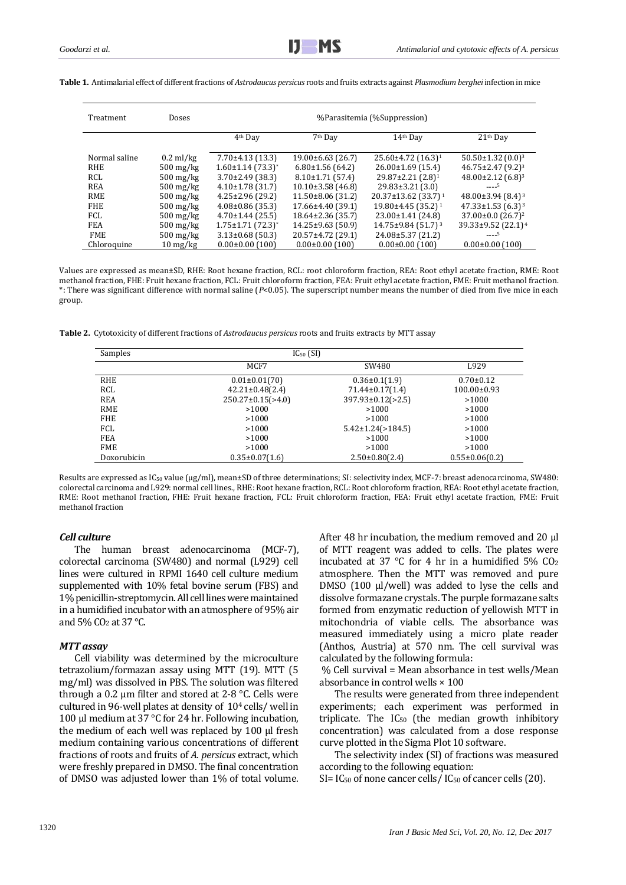**Table 1.** Antimalarial effect of different fractions of *Astrodaucus persicus* roots and fruits extracts against *Plasmodium berghei* infection in mice

| Treatment | Doses | %Parasitemia (%Suppression) | | | |
|---|---|---|---|---|---|
| | | $4^{th}$ Day | $7^{th}$ Day | $14^{th}$ Day | $21^{th}$ Day |
| Normal saline | 0.2 ml/kg | 7.70±4.13 (13.3) | 19.00±6.63 (26.7) | 25.60±4.72 (16.3)[1] | 50.50±1.32 (0.0)[3] |
| RHE | 500 mg/kg | 1.60±1.14 (73.3)* | 6.80±1.56 (64.2) | 26.00±1.69 (15.4) | 46.75±2.47 (9.2)[3] |
| RCL | 500 mg/kg | 3.70±2.49 (38.3) | 8.10±1.71 (57.4) | 29.87±2.21 (2.8)[1] | 48.00±2.12 (6.8)[3] |
| REA | 500 mg/kg | 4.10±1.78 (31.7) | 10.10±3.58 (46.8) | 29.83±3.21 (3.0) | ----[5] |
| RME | 500 mg/kg | 4.25±2.96 (29.2) | 11.50±8.06 (31.2) | 20.37±13.62 (33.7)[1] | 48.00±3.94 (8.4)[3] |
| FHE | 500 mg/kg | 4.08±0.86 (35.3) | 17.66±4.40 (39.1) | 19.80±4.45 (35.2)[1] | 47.33±1.53 (6.3)[3] |
| FCL | 500 mg/kg | 4.70±1.44 (25.5) | 18.64±2.36 (35.7) | 23.00±1.41 (24.8) | 37.00±0.0 (26.7)[2] |
| FEA | 500 mg/kg | 1.75±1.71 (72.3)* | 14.25±9.63 (50.9) | 14.75±9.84 (51.7)[3] | 39.33±9.52 (22.1)[4] |
| FME | 500 mg/kg | 3.13±0.68 (50.3) | 20.57±4.72 (29.1) | 24.08±5.37 (21.2) | ----[5] |
| Chloroquine | 10 mg/kg | 0.00±0.00 (100) | 0.00±0.00 (100) | 0.00±0.00 (100) | 0.00±0.00 (100) |

Values are expressed as mean±SD, RHE: Root hexane fraction, RCL: root chloroform fraction, REA: Root ethyl acetate fraction, RME: Root methanol fraction, FHE: Fruit hexane fraction, FCL: Fruit chloroform fraction, FEA: Fruit ethyl acetate fraction, FME: Fruit methanol fraction. *: There was significant difference with normal saline ($P$<0.05). The superscript number means the number of died from five mice in each group.

**Table 2.** Cytotoxicity of different fractions of *Astrodaucus persicus* roots and fruits extracts by MTT assay

| Samples | $IC_{50}$ (SI) | | |
|---|---|---|---|
| | MCF7 | SW480 | L929 |
| RHE | 0.01±0.01(70) | 0.36±0.1(1.9) | 0.70±0.12 |
| RCL | 42.21±0.48(2.4) | 71.44±0.17(1.4) | 100.00±0.93 |
| REA | 250.27±0.15(>4.0) | 397.93±0.12(>2.5) | >1000 |
| RME | >1000 | >1000 | >1000 |
| FHE | >1000 | >1000 | >1000 |
| FCL | >1000 | 5.42±1.24(>184.5) | >1000 |
| FEA | >1000 | >1000 | >1000 |
| FME | >1000 | >1000 | >1000 |
| Doxorubicin | 0.35±0.07(1.6) | 2.50±0.80(2.4) | 0.55±0.06(0.2) |

Results are expressed as $IC_{50}$ value (µg/ml), mean±SD of three determinations; SI: selectivity index, MCF-7: breast adenocarcinoma, SW480: colorectal carcinoma and L929: normal cell lines., RHE: Root hexane fraction, RCL: Root chloroform fraction, REA: Root ethyl acetate fraction, RME: Root methanol fraction, FHE: Fruit hexane fraction, FCL: Fruit chloroform fraction, FEA: Fruit ethyl acetate fraction, FME: Fruit methanol fraction

### *Cell culture*

The human breast adenocarcinoma (MCF-7), colorectal carcinoma (SW480) and normal (L929) cell lines were cultured in RPMI 1640 cell culture medium supplemented with 10% fetal bovine serum (FBS) and 1% penicillin-streptomycin. All cell lines were maintained in a humidified incubator with an atmosphere of 95% air and 5% $CO_2$ at 37 °C.

### *MTT assay*

Cell viability was determined by the microculture tetrazolium/formazan assay using MTT (19). MTT (5 mg/ml) was dissolved in PBS. The solution was filtered through a 0.2 µm filter and stored at 2-8 °C. Cells were cultured in 96-well plates at density of $10^4$ cells/ well in 100 µl medium at 37 °C for 24 hr. Following incubation, the medium of each well was replaced by 100 µl fresh medium containing various concentrations of different fractions of roots and fruits of *A. persicus* extract, which were freshly prepared in DMSO. The final concentration of DMSO was adjusted lower than 1% of total volume. After 48 hr incubation, the medium removed and 20 µl of MTT reagent was added to cells. The plates were incubated at 37 °C for 4 hr in a humidified 5% $CO_2$ atmosphere. Then the MTT was removed and pure DMSO (100 µl/well) was added to lyse the cells and dissolve formazane crystals. The purple formazane salts formed from enzymatic reduction of yellowish MTT in mitochondria of viable cells. The absorbance was measured immediately using a micro plate reader (Anthos, Austria) at 570 nm. The cell survival was calculated by the following formula:

% Cell survival = Mean absorbance in test wells/Mean absorbance in control wells × 100

The results were generated from three independent experiments; each experiment was performed in triplicate. The $IC_{50}$ (the median growth inhibitory concentration) was calculated from a dose response curve plotted in the Sigma Plot 10 software.

The selectivity index (SI) of fractions was measured according to the following equation:

SI= $IC_{50}$ of none cancer cells/ $IC_{50}$ of cancer cells (20).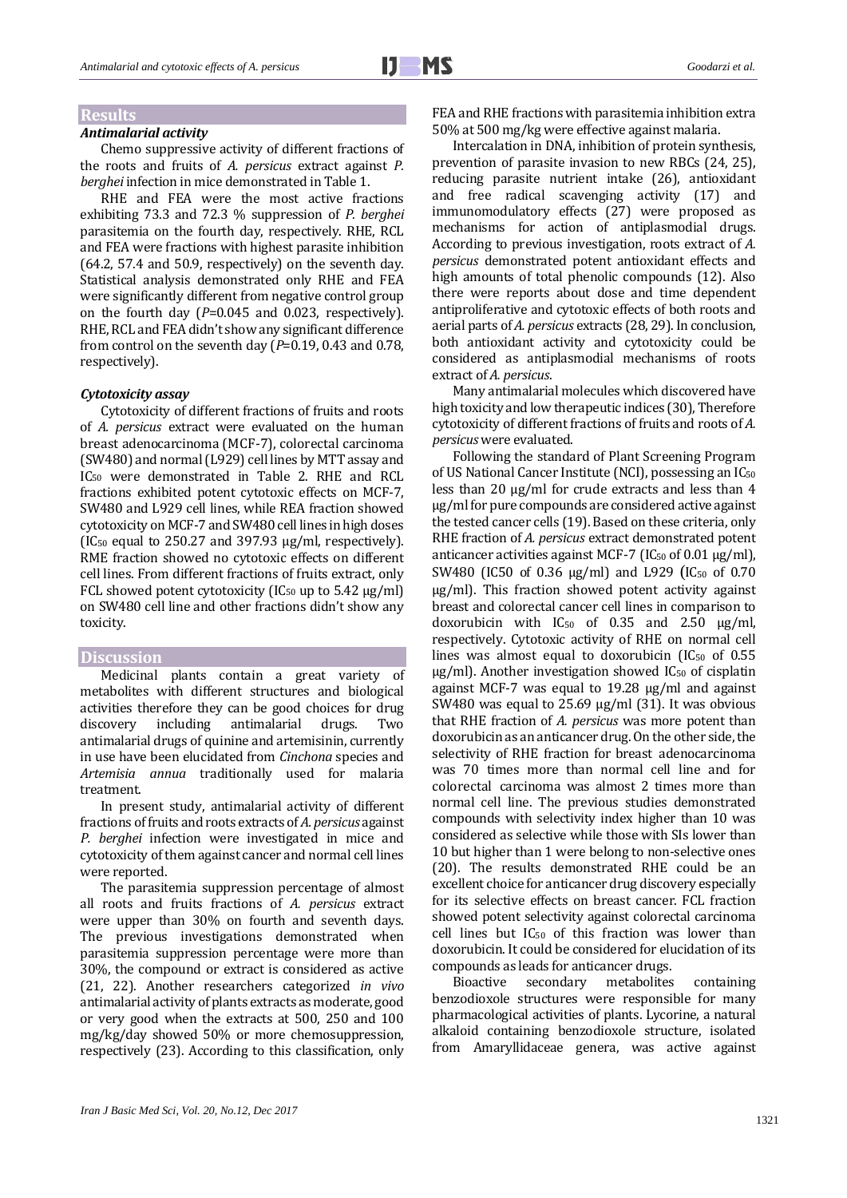## Results

### *Antimalarial activity*

Chemo suppressive activity of different fractions of the roots and fruits of *A. persicus* extract against *P. berghei* infection in mice demonstrated in Table 1.

RHE and FEA were the most active fractions exhibiting 73.3 and 72.3 % suppression of *P. berghei* parasitemia on the fourth day, respectively. RHE, RCL and FEA were fractions with highest parasite inhibition (64.2, 57.4 and 50.9, respectively) on the seventh day. Statistical analysis demonstrated only RHE and FEA were significantly different from negative control group on the fourth day ($P$=0.045 and 0.023, respectively). RHE, RCL and FEA didn't show any significant difference from control on the seventh day ($P$=0.19, 0.43 and 0.78, respectively).

### *Cytotoxicity assay*

Cytotoxicity of different fractions of fruits and roots of *A. persicus* extract were evaluated on the human breast adenocarcinoma (MCF-7), colorectal carcinoma (SW480) and normal (L929) cell lines by MTT assay and $IC_{50}$ were demonstrated in Table 2. RHE and RCL fractions exhibited potent cytotoxic effects on MCF-7, SW480 and L929 cell lines, while REA fraction showed cytotoxicity on MCF-7 and SW480 cell lines in high doses ($IC_{50}$ equal to 250.27 and 397.93 µg/ml, respectively). RME fraction showed no cytotoxic effects on different cell lines. From different fractions of fruits extract, only FCL showed potent cytotoxicity ($IC_{50}$ up to 5.42 µg/ml) on SW480 cell line and other fractions didn't show any toxicity.

## Discussion

Medicinal plants contain a great variety of metabolites with different structures and biological activities therefore they can be good choices for drug discovery including antimalarial drugs. Two antimalarial drugs of quinine and artemisinin, currently in use have been elucidated from *Cinchona* species and *Artemisia annua* traditionally used for malaria treatment.

In present study, antimalarial activity of different fractions of fruits and roots extracts of *A. persicus* against *P. berghei* infection were investigated in mice and cytotoxicity of them against cancer and normal cell lines were reported.

The parasitemia suppression percentage of almost all roots and fruits fractions of *A. persicus* extract were upper than 30% on fourth and seventh days. The previous investigations demonstrated when parasitemia suppression percentage were more than 30%, the compound or extract is considered as active (21, 22). Another researchers categorized *in vivo* antimalarial activity of plants extracts as moderate, good or very good when the extracts at 500, 250 and 100 mg/kg/day showed 50% or more chemosuppression, respectively (23). According to this classification, only FEA and RHE fractions with parasitemia inhibition extra 50% at 500 mg/kg were effective against malaria.

Intercalation in DNA, inhibition of protein synthesis, prevention of parasite invasion to new RBCs (24, 25), reducing parasite nutrient intake (26), antioxidant and free radical scavenging activity (17) and immunomodulatory effects (27) were proposed as mechanisms for action of antiplasmodial drugs. According to previous investigation, roots extract of *A. persicus* demonstrated potent antioxidant effects and high amounts of total phenolic compounds (12). Also there were reports about dose and time dependent antiproliferative and cytotoxic effects of both roots and aerial parts of *A. persicus* extracts (28, 29). In conclusion, both antioxidant activity and cytotoxicity could be considered as antiplasmodial mechanisms of roots extract of *A. persicus*.

Many antimalarial molecules which discovered have high toxicity and low therapeutic indices (30), Therefore cytotoxicity of different fractions of fruits and roots of *A. persicus* were evaluated.

Following the standard of Plant Screening Program of US National Cancer Institute (NCI), possessing an $IC_{50}$ less than 20 µg/ml for crude extracts and less than 4 µg/ml for pure compounds are considered active against the tested cancer cells (19). Based on these criteria, only RHE fraction of *A. persicus* extract demonstrated potent anticancer activities against MCF-7 ($IC_{50}$ of 0.01 µg/ml), SW480 (IC50 of 0.36 µg/ml) and L929 ($IC_{50}$ of 0.70 µg/ml). This fraction showed potent activity against breast and colorectal cancer cell lines in comparison to doxorubicin with $IC_{50}$ of 0.35 and 2.50 µg/ml, respectively. Cytotoxic activity of RHE on normal cell lines was almost equal to doxorubicin ($IC_{50}$ of 0.55 µg/ml). Another investigation showed $IC_{50}$ of cisplatin against MCF-7 was equal to 19.28 µg/ml and against SW480 was equal to 25.69 µg/ml (31). It was obvious that RHE fraction of *A. persicus* was more potent than doxorubicin as an anticancer drug. On the other side, the selectivity of RHE fraction for breast adenocarcinoma was 70 times more than normal cell line and for colorectal carcinoma was almost 2 times more than normal cell line. The previous studies demonstrated compounds with selectivity index higher than 10 was considered as selective while those with SIs lower than 10 but higher than 1 were belong to non-selective ones (20). The results demonstrated RHE could be an excellent choice for anticancer drug discovery especially for its selective effects on breast cancer. FCL fraction showed potent selectivity against colorectal carcinoma cell lines but $IC_{50}$ of this fraction was lower than doxorubicin. It could be considered for elucidation of its compounds as leads for anticancer drugs.

Bioactive secondary metabolites containing benzodioxole structures were responsible for many pharmacological activities of plants. Lycorine, a natural alkaloid containing benzodioxole structure, isolated from Amaryllidaceae genera, was active against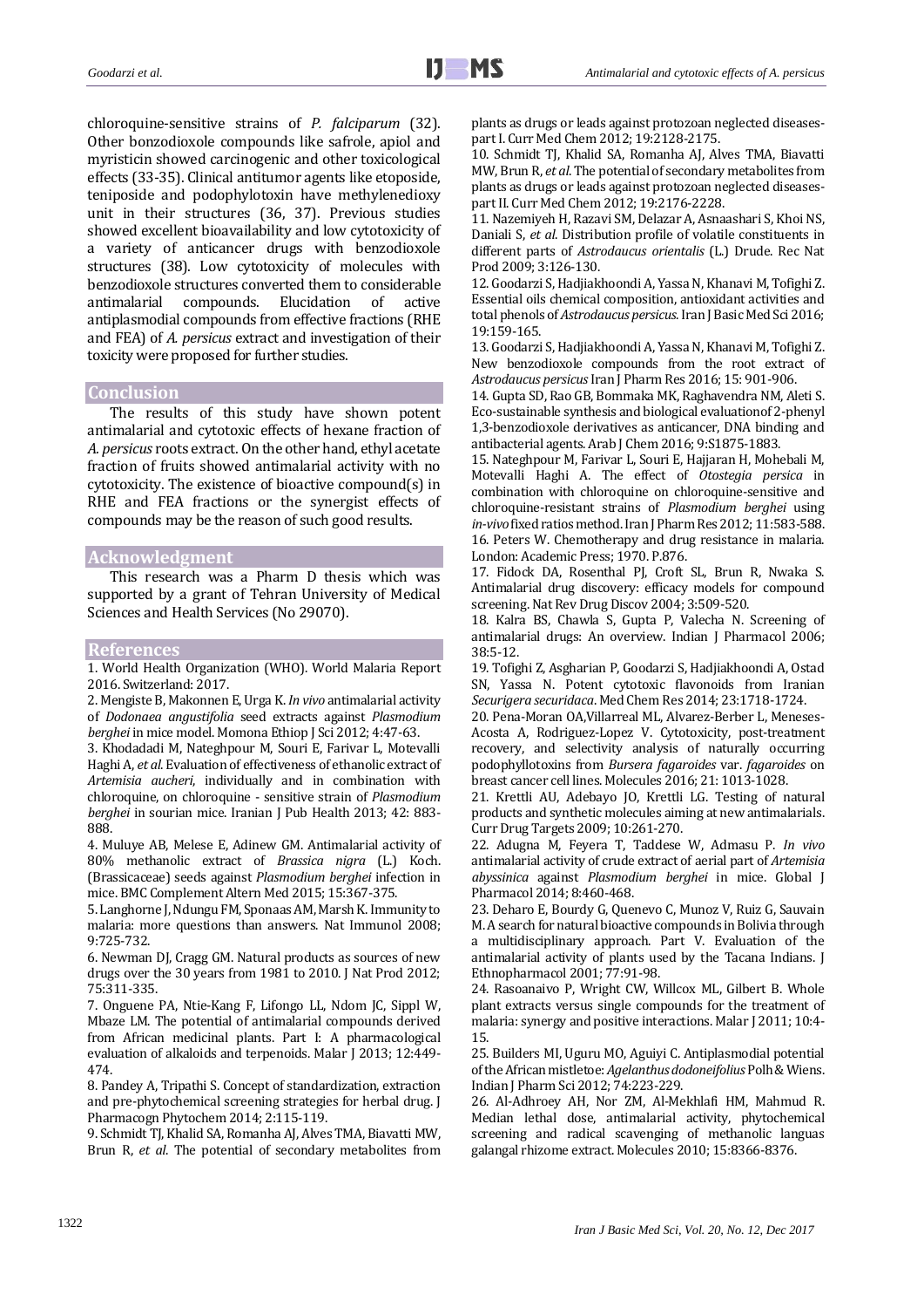chloroquine-sensitive strains of *P. falciparum* (32). Other bonzodioxole compounds like safrole, apiol and myristicin showed carcinogenic and other toxicological effects (33-35). Clinical antitumor agents like etoposide, teniposide and podophylotoxin have methylenedioxy unit in their structures (36, 37). Previous studies showed excellent bioavailability and low cytotoxicity of a variety of anticancer drugs with benzodioxole structures (38). Low cytotoxicity of molecules with benzodioxole structures converted them to considerable antimalarial compounds. Elucidation of active antiplasmodial compounds from effective fractions (RHE and FEA) of *A. persicus* extract and investigation of their toxicity were proposed for further studies.

## Conclusion

The results of this study have shown potent antimalarial and cytotoxic effects of hexane fraction of *A. persicus* roots extract. On the other hand, ethyl acetate fraction of fruits showed antimalarial activity with no cytotoxicity. The existence of bioactive compound(s) in RHE and FEA fractions or the synergist effects of compounds may be the reason of such good results.

## Acknowledgment

This research was a Pharm D thesis which was supported by a grant of Tehran University of Medical Sciences and Health Services (No 29070).

## References

1. World Health Organization (WHO). World Malaria Report 2016. Switzerland: 2017.
2. Mengiste B, Makonnen E, Urga K. *In vivo* antimalarial activity of *Dodonaea angustifolia* seed extracts against *Plasmodium berghei* in mice model. Momona Ethiop J Sci 2012; 4:47-63.
3. Khodadadi M, Nateghpour M, Souri E, Farivar L, Motevalli Haghi A, *et al*. Evaluation of effectiveness of ethanolic extract of *Artemisia aucheri*, individually and in combination with chloroquine, on chloroquine - sensitive strain of *Plasmodium berghei* in sourian mice. Iranian J Pub Health 2013; 42: 883-888.
4. Muluye AB, Melese E, Adinew GM. Antimalarial activity of 80% methanolic extract of *Brassica nigra* (L.) Koch. (Brassicaceae) seeds against *Plasmodium berghei* infection in mice. BMC Complement Altern Med 2015; 15:367-375.
5. Langhorne J, Ndungu FM, Sponaas AM, Marsh K. Immunity to malaria: more questions than answers. Nat Immunol 2008; 9:725-732.
6. Newman DJ, Cragg GM. Natural products as sources of new drugs over the 30 years from 1981 to 2010. J Nat Prod 2012; 75:311-335.
7. Onguene PA, Ntie-Kang F, Lifongo LL, Ndom JC, Sippl W, Mbaze LM. The potential of antimalarial compounds derived from African medicinal plants. Part I: A pharmacological evaluation of alkaloids and terpenoids. Malar J 2013; 12:449-474.
8. Pandey A, Tripathi S. Concept of standardization, extraction and pre-phytochemical screening strategies for herbal drug. J Pharmacogn Phytochem 2014; 2:115-119.
9. Schmidt TJ, Khalid SA, Romanha AJ, Alves TMA, Biavatti MW, Brun R, *et al*. The potential of secondary metabolites from plants as drugs or leads against protozoan neglected diseases-part I. Curr Med Chem 2012; 19:2128-2175.
10. Schmidt TJ, Khalid SA, Romanha AJ, Alves TMA, Biavatti MW, Brun R, *et al*. The potential of secondary metabolites from plants as drugs or leads against protozoan neglected diseases-part II. Curr Med Chem 2012; 19:2176-2228.
11. Nazemiyeh H, Razavi SM, Delazar A, Asnaashari S, Khoi NS, Daniali S, *et al*. Distribution profile of volatile constituents in different parts of *Astrodaucus orientalis* (L.) Drude. Rec Nat Prod 2009; 3:126-130.
12. Goodarzi S, Hadjiakhoondi A, Yassa N, Khanavi M, Tofighi Z. Essential oils chemical composition, antioxidant activities and total phenols of *Astrodaucus persicus*. Iran J Basic Med Sci 2016; 19:159-165.
13. Goodarzi S, Hadjiakhoondi A, Yassa N, Khanavi M, Tofighi Z. New benzodioxole compounds from the root extract of *Astrodaucus persicus* Iran J Pharm Res 2016; 15: 901-906.
14. Gupta SD, Rao GB, Bommaka MK, Raghavendra NM, Aleti S. Eco-sustainable synthesis and biological evaluationof 2-phenyl 1,3-benzodioxole derivatives as anticancer, DNA binding and antibacterial agents. Arab J Chem 2016; 9:S1875-1883.
15. Nateghpour M, Farivar L, Souri E, Hajjaran H, Mohebali M, Motevalli Haghi A. The effect of *Otostegia persica* in combination with chloroquine on chloroquine-sensitive and chloroquine-resistant strains of *Plasmodium berghei* using *in-vivo* fixed ratios method. Iran J Pharm Res 2012; 11:583-588.
16. Peters W. Chemotherapy and drug resistance in malaria. London: Academic Press; 1970. P.876.
17. Fidock DA, Rosenthal PJ, Croft SL, Brun R, Nwaka S. Antimalarial drug discovery: efficacy models for compound screening. Nat Rev Drug Discov 2004; 3:509-520.
18. Kalra BS, Chawla S, Gupta P, Valecha N. Screening of antimalarial drugs: An overview. Indian J Pharmacol 2006; 38:5-12.
19. Tofighi Z, Asgharian P, Goodarzi S, Hadjiakhoondi A, Ostad SN, Yassa N. Potent cytotoxic flavonoids from Iranian *Securigera securidaca*. Med Chem Res 2014; 23:1718-1724.
20. Pena-Moran OA,Villarreal ML, Alvarez-Berber L, Meneses-Acosta A, Rodriguez-Lopez V. Cytotoxicity, post-treatment recovery, and selectivity analysis of naturally occurring podophyllotoxins from *Bursera fagaroides* var. *fagaroides* on breast cancer cell lines. Molecules 2016; 21: 1013-1028.
21. Krettli AU, Adebayo JO, Krettli LG. Testing of natural products and synthetic molecules aiming at new antimalarials. Curr Drug Targets 2009; 10:261-270.
22. Adugna M, Feyera T, Taddese W, Admasu P. *In vivo* antimalarial activity of crude extract of aerial part of *Artemisia abyssinica* against *Plasmodium berghei* in mice. Global J Pharmacol 2014; 8:460-468.
23. Deharo E, Bourdy G, Quenevo C, Munoz V, Ruiz G, Sauvain M. A search for natural bioactive compounds in Bolivia through a multidisciplinary approach. Part V. Evaluation of the antimalarial activity of plants used by the Tacana Indians. J Ethnopharmacol 2001; 77:91-98.
24. Rasoanaivo P, Wright CW, Willcox ML, Gilbert B. Whole plant extracts versus single compounds for the treatment of malaria: synergy and positive interactions. Malar J 2011; 10:4-15.
25. Builders MI, Uguru MO, Aguiyi C. Antiplasmodial potential of the African mistletoe: *Agelanthus dodoneifolius* Polh & Wiens. Indian J Pharm Sci 2012; 74:223-229.
26. Al-Adhroey AH, Nor ZM, Al-Mekhlafi HM, Mahmud R. Median lethal dose, antimalarial activity, phytochemical screening and radical scavenging of methanolic languas galangal rhizome extract. Molecules 2010; 15:8366-8376.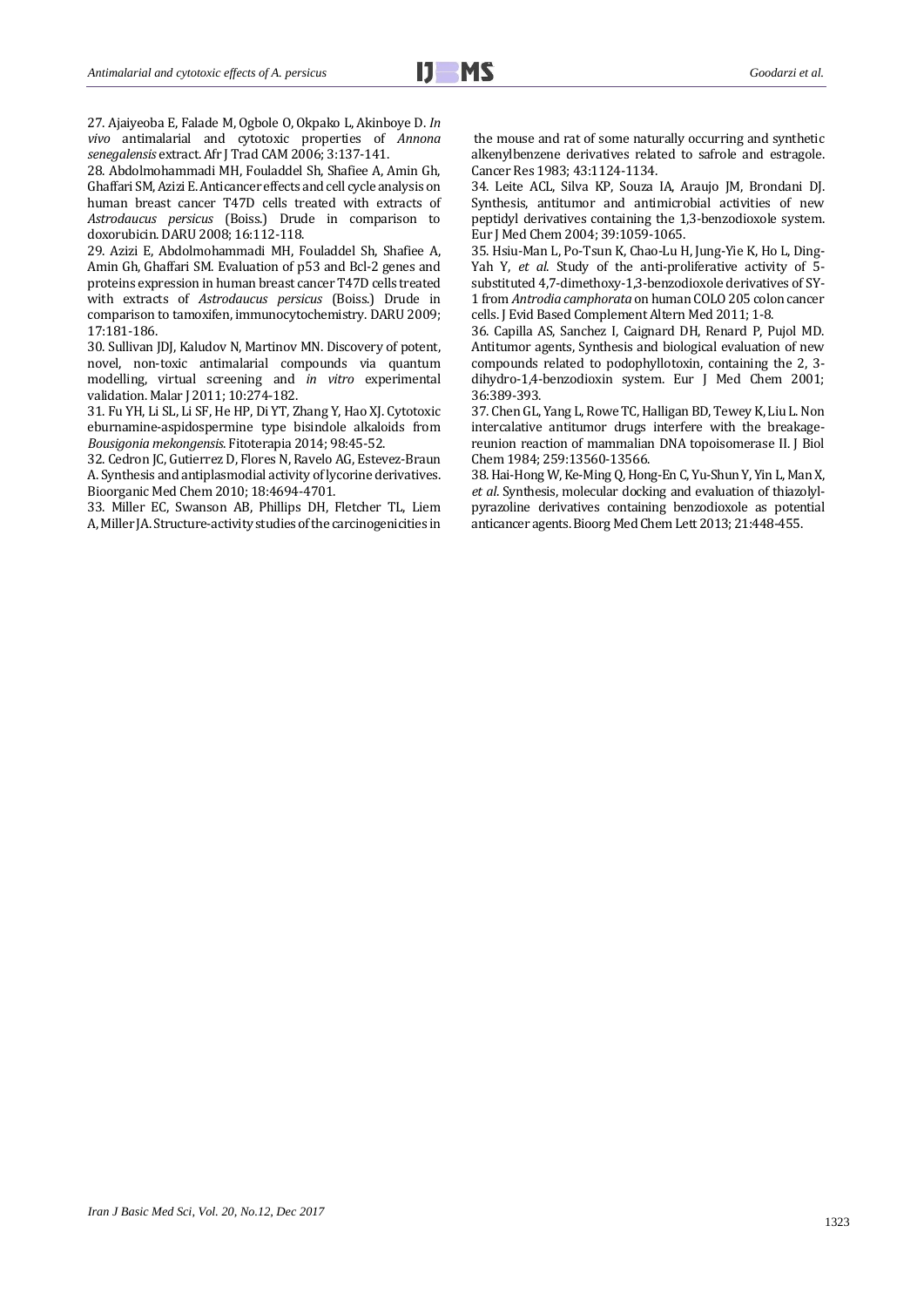27. Ajaiyeoba E, Falade M, Ogbole O, Okpako L, Akinboye D. *In vivo* antimalarial and cytotoxic properties of *Annona senegalensis* extract. Afr J Trad CAM 2006; 3:137-141.

28. Abdolmohammadi MH, Fouladdel Sh, Shafiee A, Amin Gh, Ghaffari SM, Azizi E. Anticancer effects and cell cycle analysis on human breast cancer T47D cells treated with extracts of *Astrodaucus persicus* (Boiss.) Drude in comparison to doxorubicin. DARU 2008; 16:112-118.

29. Azizi E, Abdolmohammadi MH, Fouladdel Sh, Shafiee A, Amin Gh, Ghaffari SM. Evaluation of p53 and Bcl-2 genes and proteins expression in human breast cancer T47D cells treated with extracts of *Astrodaucus persicus* (Boiss.) Drude in comparison to tamoxifen, immunocytochemistry. DARU 2009; 17:181-186.

30. Sullivan JDJ, Kaludov N, Martinov MN. Discovery of potent, novel, non-toxic antimalarial compounds via quantum modelling, virtual screening and *in vitro* experimental validation. Malar J 2011; 10:274-182.

31. Fu YH, Li SL, Li SF, He HP, Di YT, Zhang Y, Hao XJ. Cytotoxic eburnamine-aspidospermine type bisindole alkaloids from *Bousigonia mekongensis*. Fitoterapia 2014; 98:45-52.

32. Cedron JC, Gutierrez D, Flores N, Ravelo AG, Estevez-Braun A. Synthesis and antiplasmodial activity of lycorine derivatives. Bioorganic Med Chem 2010; 18:4694-4701.

33. Miller EC, Swanson AB, Phillips DH, Fletcher TL, Liem A, Miller JA. Structure-activity studies of the carcinogenicities in the mouse and rat of some naturally occurring and synthetic alkenylbenzene derivatives related to safrole and estragole. Cancer Res 1983; 43:1124-1134.

34. Leite ACL, Silva KP, Souza IA, Araujo JM, Brondani DJ. Synthesis, antitumor and antimicrobial activities of new peptidyl derivatives containing the 1,3-benzodioxole system. Eur J Med Chem 2004; 39:1059-1065.

35. Hsiu-Man L, Po-Tsun K, Chao-Lu H, Jung-Yie K, Ho L, Ding-Yah Y, *et al.* Study of the anti-proliferative activity of 5-substituted 4,7-dimethoxy-1,3-benzodioxole derivatives of SY-1 from *Antrodia camphorata* on human COLO 205 colon cancer cells. J Evid Based Complement Altern Med 2011; 1-8.

36. Capilla AS, Sanchez I, Caignard DH, Renard P, Pujol MD. Antitumor agents, Synthesis and biological evaluation of new compounds related to podophyllotoxin, containing the 2, 3-dihydro-1,4-benzodioxin system. Eur J Med Chem 2001; 36:389-393.

37. Chen GL, Yang L, Rowe TC, Halligan BD, Tewey K, Liu L. Non intercalative antitumor drugs interfere with the breakage-reunion reaction of mammalian DNA topoisomerase II. J Biol Chem 1984; 259:13560-13566.

38. Hai-Hong W, Ke-Ming Q, Hong-En C, Yu-Shun Y, Yin L, Man X, *et al.* Synthesis, molecular docking and evaluation of thiazolyl-pyrazoline derivatives containing benzodioxole as potential anticancer agents. Bioorg Med Chem Lett 2013; 21:448-455.